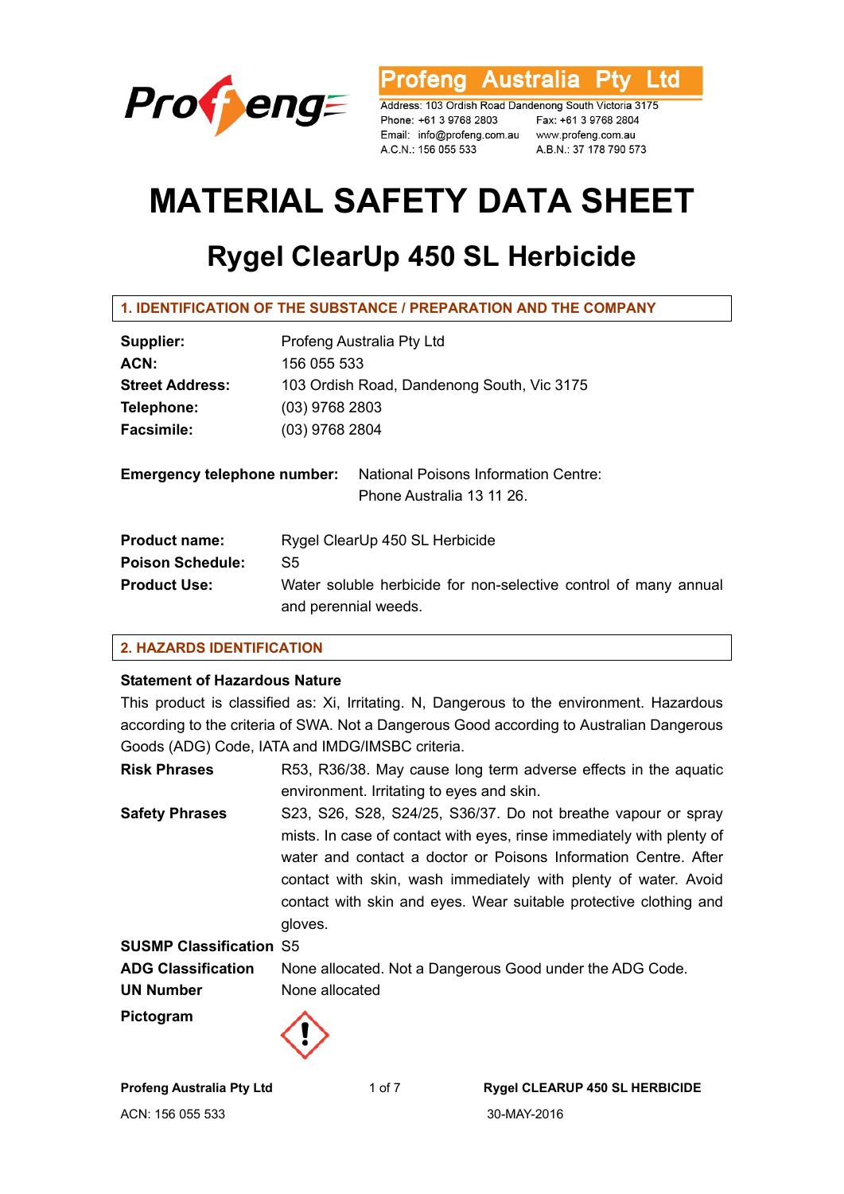**Profeng Australia Pty Ltd**

Address: 103 Ordish Road Dandenong South Victoria 3175
Phone: +61 3 9768 2803 Fax: +61 3 9768 2804
Email: info@profeng.com.au www.profeng.com.au
A.C.N.: 156 055 533 A.B.N.: 37 178 790 573

# MATERIAL SAFETY DATA SHEET

## Rygel ClearUp 450 SL Herbicide

### 1. IDENTIFICATION OF THE SUBSTANCE / PREPARATION AND THE COMPANY

**Supplier:** Profeng Australia Pty Ltd
**ACN:** 156 055 533
**Street Address:** 103 Ordish Road, Dandenong South, Vic 3175
**Telephone:** (03) 9768 2803
**Facsimile:** (03) 9768 2804

**Emergency telephone number:** National Poisons Information Centre: Phone Australia 13 11 26.

**Product name:** Rygel ClearUp 450 SL Herbicide
**Poison Schedule:** S5
**Product Use:** Water soluble herbicide for non-selective control of many annual and perennial weeds.

### 2. HAZARDS IDENTIFICATION

**Statement of Hazardous Nature**

This product is classified as: Xi, Irritating. N, Dangerous to the environment. Hazardous according to the criteria of SWA. Not a Dangerous Good according to Australian Dangerous Goods (ADG) Code, IATA and IMDG/IMSBC criteria.

**Risk Phrases** R53, R36/38. May cause long term adverse effects in the aquatic environment. Irritating to eyes and skin.

**Safety Phrases** S23, S26, S28, S24/25, S36/37. Do not breathe vapour or spray mists. In case of contact with eyes, rinse immediately with plenty of water and contact a doctor or Poisons Information Centre. After contact with skin, wash immediately with plenty of water. Avoid contact with skin and eyes. Wear suitable protective clothing and gloves.

**SUSMP Classification** S5

**ADG Classification** None allocated. Not a Dangerous Good under the ADG Code.

**UN Number** None allocated

**Pictogram**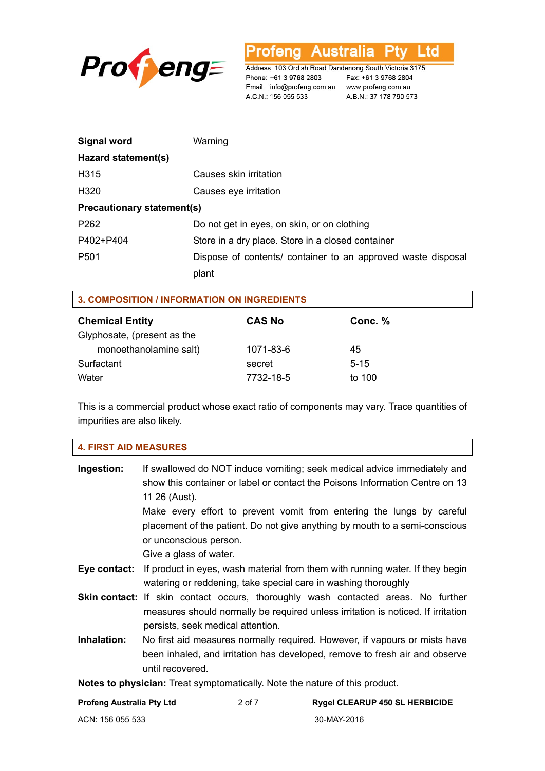| | |
|---|---|
| **Signal word** | Warning |
| **Hazard statement(s)** | |
| H315 | Causes skin irritation |
| H320 | Causes eye irritation |
| **Precautionary statement(s)** | |
| P262 | Do not get in eyes, on skin, or on clothing |
| P402+P404 | Store in a dry place. Store in a closed container |
| P501 | Dispose of contents/ container to an approved waste disposal plant |

## 3. COMPOSITION / INFORMATION ON INGREDIENTS

| Chemical Entity | CAS No | Conc. % |
|---|---|---|
| Glyphosate, (present as the monoethanolamine salt) | 1071-83-6 | 45 |
| Surfactant | secret | 5-15 |
| Water | 7732-18-5 | to 100 |

This is a commercial product whose exact ratio of components may vary. Trace quantities of impurities are also likely.

## 4. FIRST AID MEASURES

**Ingestion:** If swallowed do NOT induce vomiting; seek medical advice immediately and show this container or label or contact the Poisons Information Centre on 13 11 26 (Aust).
Make every effort to prevent vomit from entering the lungs by careful placement of the patient. Do not give anything by mouth to a semi-conscious or unconscious person.
Give a glass of water.

**Eye contact:** If product in eyes, wash material from them with running water. If they begin watering or reddening, take special care in washing thoroughly

**Skin contact:** If skin contact occurs, thoroughly wash contacted areas. No further measures should normally be required unless irritation is noticed. If irritation persists, seek medical attention.

**Inhalation:** No first aid measures normally required. However, if vapours or mists have been inhaled, and irritation has developed, remove to fresh air and observe until recovered.

**Notes to physician:** Treat symptomatically. Note the nature of this product.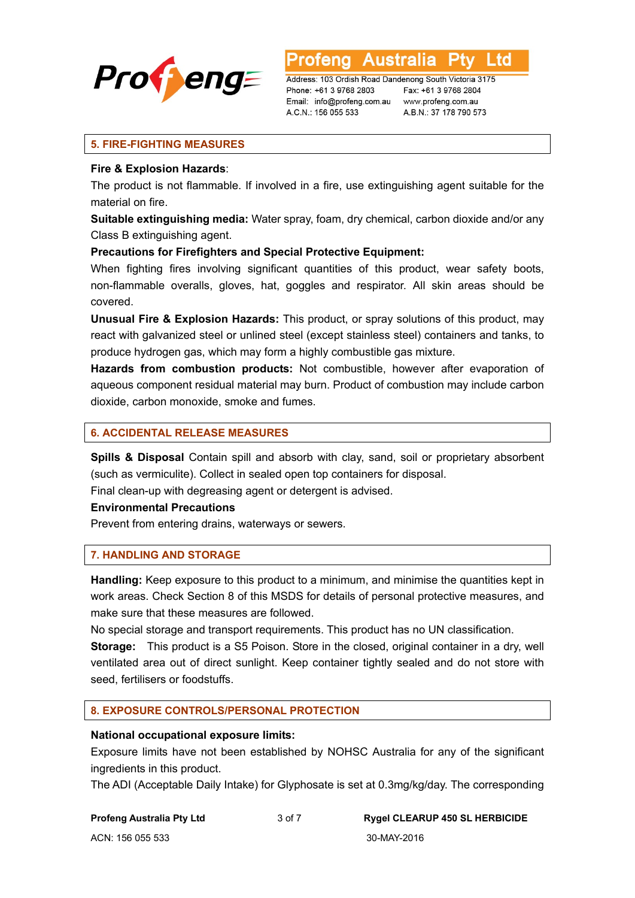## 5. FIRE-FIGHTING MEASURES

**Fire & Explosion Hazards**:

The product is not flammable. If involved in a fire, use extinguishing agent suitable for the material on fire.

**Suitable extinguishing media:** Water spray, foam, dry chemical, carbon dioxide and/or any Class B extinguishing agent.

**Precautions for Firefighters and Special Protective Equipment:**

When fighting fires involving significant quantities of this product, wear safety boots, non-flammable overalls, gloves, hat, goggles and respirator. All skin areas should be covered.

**Unusual Fire & Explosion Hazards:** This product, or spray solutions of this product, may react with galvanized steel or unlined steel (except stainless steel) containers and tanks, to produce hydrogen gas, which may form a highly combustible gas mixture.

**Hazards from combustion products:** Not combustible, however after evaporation of aqueous component residual material may burn. Product of combustion may include carbon dioxide, carbon monoxide, smoke and fumes.

## 6. ACCIDENTAL RELEASE MEASURES

**Spills & Disposal** Contain spill and absorb with clay, sand, soil or proprietary absorbent (such as vermiculite). Collect in sealed open top containers for disposal.

Final clean-up with degreasing agent or detergent is advised.

**Environmental Precautions**

Prevent from entering drains, waterways or sewers.

## 7. HANDLING AND STORAGE

**Handling:** Keep exposure to this product to a minimum, and minimise the quantities kept in work areas. Check Section 8 of this MSDS for details of personal protective measures, and make sure that these measures are followed.

No special storage and transport requirements. This product has no UN classification.

**Storage:** This product is a S5 Poison. Store in the closed, original container in a dry, well ventilated area out of direct sunlight. Keep container tightly sealed and do not store with seed, fertilisers or foodstuffs.

## 8. EXPOSURE CONTROLS/PERSONAL PROTECTION

**National occupational exposure limits:**

Exposure limits have not been established by NOHSC Australia for any of the significant ingredients in this product.

The ADI (Acceptable Daily Intake) for Glyphosate is set at 0.3mg/kg/day. The corresponding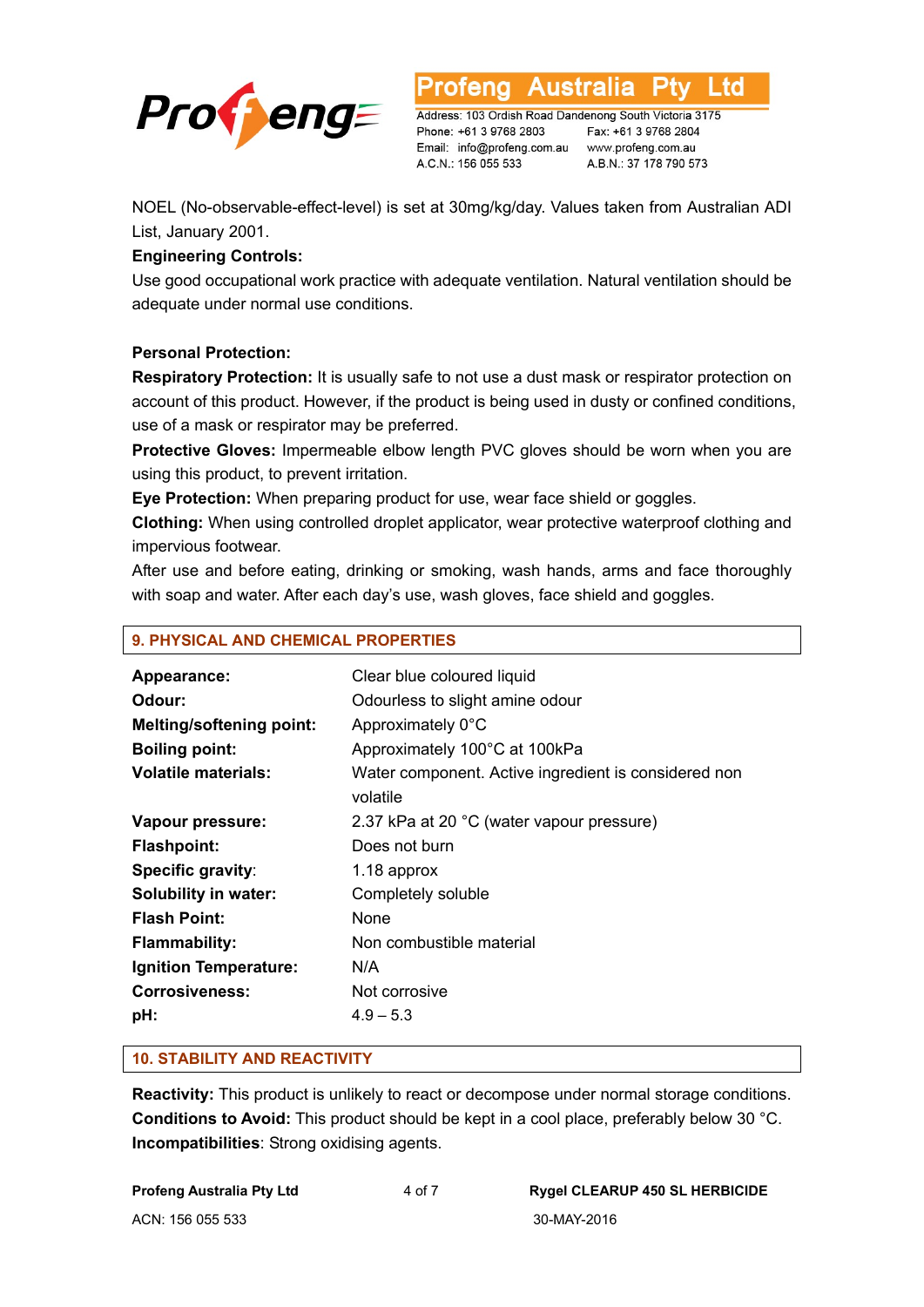NOEL (No-observable-effect-level) is set at 30mg/kg/day. Values taken from Australian ADI List, January 2001.

**Engineering Controls:**

Use good occupational work practice with adequate ventilation. Natural ventilation should be adequate under normal use conditions.

**Personal Protection:**

**Respiratory Protection:** It is usually safe to not use a dust mask or respirator protection on account of this product. However, if the product is being used in dusty or confined conditions, use of a mask or respirator may be preferred.

**Protective Gloves:** Impermeable elbow length PVC gloves should be worn when you are using this product, to prevent irritation.

**Eye Protection:** When preparing product for use, wear face shield or goggles.

**Clothing:** When using controlled droplet applicator, wear protective waterproof clothing and impervious footwear.

After use and before eating, drinking or smoking, wash hands, arms and face thoroughly with soap and water. After each day's use, wash gloves, face shield and goggles.

## 9. PHYSICAL AND CHEMICAL PROPERTIES

| | |
|---|---|
| **Appearance:** | Clear blue coloured liquid |
| **Odour:** | Odourless to slight amine odour |
| **Melting/softening point:** | Approximately 0°C |
| **Boiling point:** | Approximately 100°C at 100kPa |
| **Volatile materials:** | Water component. Active ingredient is considered non volatile |
| **Vapour pressure:** | 2.37 kPa at 20 °C (water vapour pressure) |
| **Flashpoint:** | Does not burn |
| **Specific gravity**: | 1.18 approx |
| **Solubility in water:** | Completely soluble |
| **Flash Point:** | None |
| **Flammability:** | Non combustible material |
| **Ignition Temperature:** | N/A |
| **Corrosiveness:** | Not corrosive |
| **pH:** | 4.9 – 5.3 |

## 10. STABILITY AND REACTIVITY

**Reactivity:** This product is unlikely to react or decompose under normal storage conditions.

**Conditions to Avoid:** This product should be kept in a cool place, preferably below 30 °C.

**Incompatibilities**: Strong oxidising agents.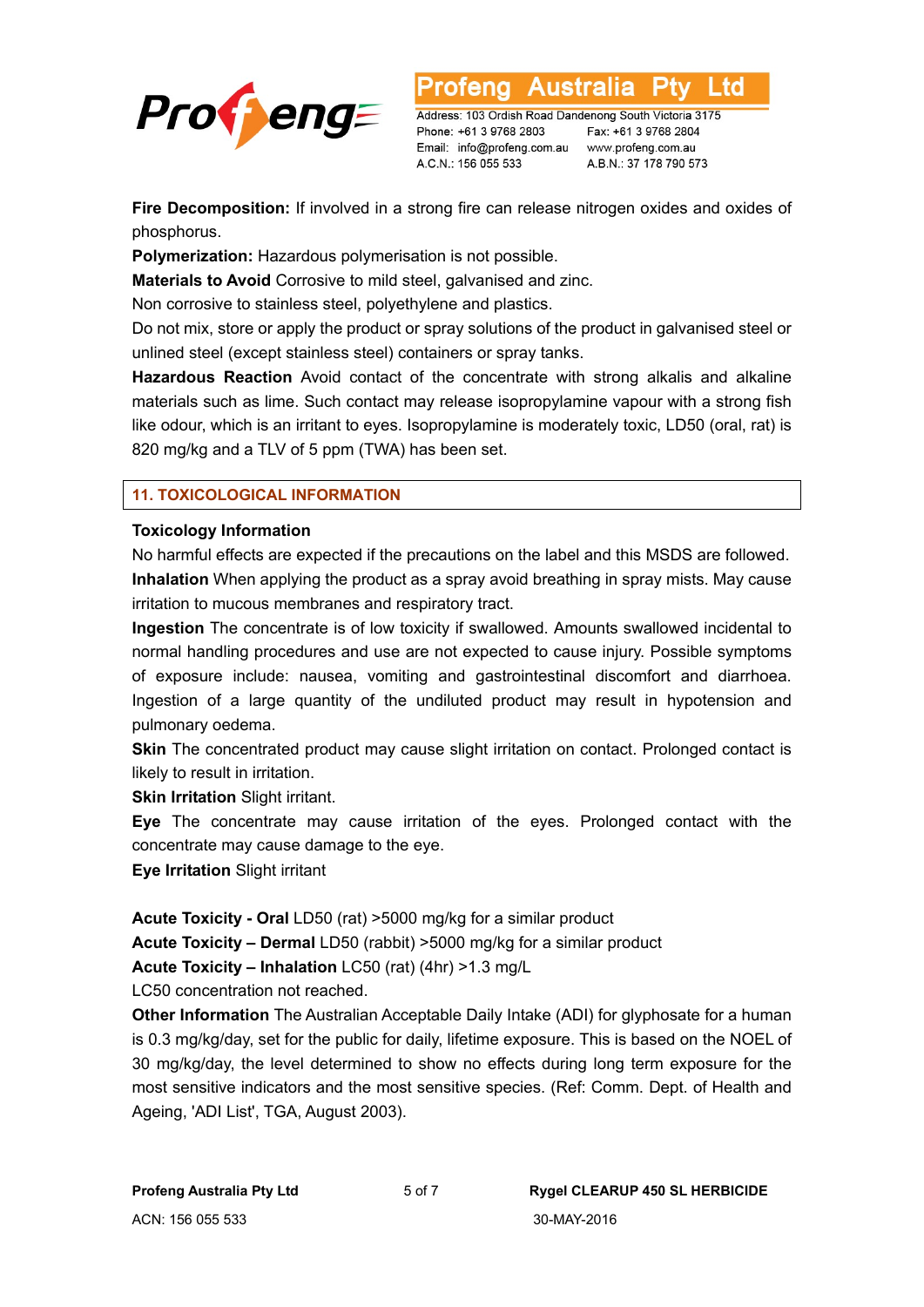**Fire Decomposition:** If involved in a strong fire can release nitrogen oxides and oxides of phosphorus.

**Polymerization:** Hazardous polymerisation is not possible.

**Materials to Avoid** Corrosive to mild steel, galvanised and zinc.

Non corrosive to stainless steel, polyethylene and plastics.

Do not mix, store or apply the product or spray solutions of the product in galvanised steel or unlined steel (except stainless steel) containers or spray tanks.

**Hazardous Reaction** Avoid contact of the concentrate with strong alkalis and alkaline materials such as lime. Such contact may release isopropylamine vapour with a strong fish like odour, which is an irritant to eyes. Isopropylamine is moderately toxic, LD50 (oral, rat) is 820 mg/kg and a TLV of 5 ppm (TWA) has been set.

## 11. TOXICOLOGICAL INFORMATION

**Toxicology Information**

No harmful effects are expected if the precautions on the label and this MSDS are followed.

**Inhalation** When applying the product as a spray avoid breathing in spray mists. May cause irritation to mucous membranes and respiratory tract.

**Ingestion** The concentrate is of low toxicity if swallowed. Amounts swallowed incidental to normal handling procedures and use are not expected to cause injury. Possible symptoms of exposure include: nausea, vomiting and gastrointestinal discomfort and diarrhoea. Ingestion of a large quantity of the undiluted product may result in hypotension and pulmonary oedema.

**Skin** The concentrated product may cause slight irritation on contact. Prolonged contact is likely to result in irritation.

**Skin Irritation** Slight irritant.

**Eye** The concentrate may cause irritation of the eyes. Prolonged contact with the concentrate may cause damage to the eye.

**Eye Irritation** Slight irritant

**Acute Toxicity - Oral** LD50 (rat) >5000 mg/kg for a similar product

**Acute Toxicity – Dermal** LD50 (rabbit) >5000 mg/kg for a similar product

**Acute Toxicity – Inhalation** LC50 (rat) (4hr) >1.3 mg/L

LC50 concentration not reached.

**Other Information** The Australian Acceptable Daily Intake (ADI) for glyphosate for a human is 0.3 mg/kg/day, set for the public for daily, lifetime exposure. This is based on the NOEL of 30 mg/kg/day, the level determined to show no effects during long term exposure for the most sensitive indicators and the most sensitive species. (Ref: Comm. Dept. of Health and Ageing, 'ADI List', TGA, August 2003).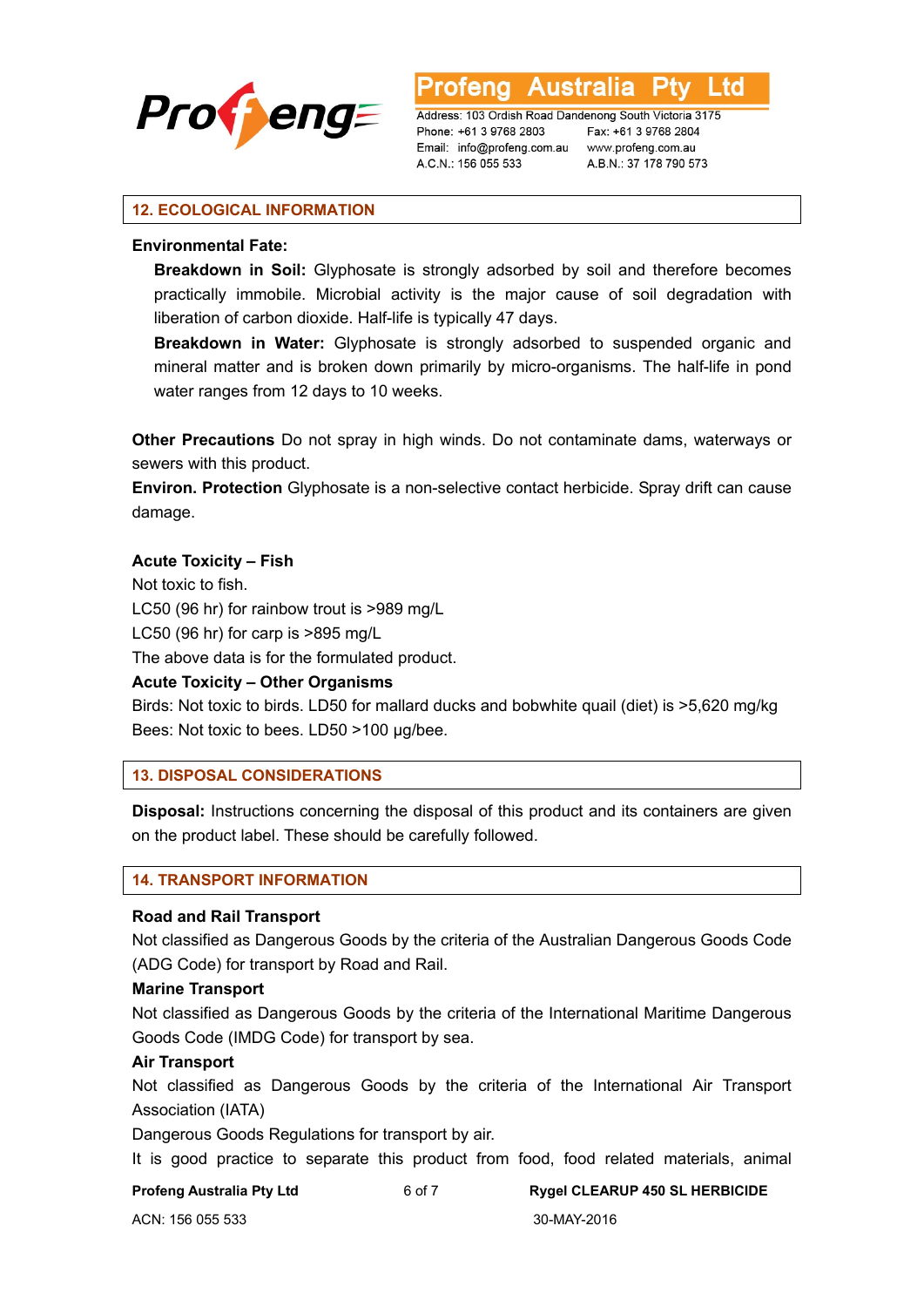## 12. ECOLOGICAL INFORMATION

**Environmental Fate:**

**Breakdown in Soil:** Glyphosate is strongly adsorbed by soil and therefore becomes practically immobile. Microbial activity is the major cause of soil degradation with liberation of carbon dioxide. Half-life is typically 47 days.

**Breakdown in Water:** Glyphosate is strongly adsorbed to suspended organic and mineral matter and is broken down primarily by micro-organisms. The half-life in pond water ranges from 12 days to 10 weeks.

**Other Precautions** Do not spray in high winds. Do not contaminate dams, waterways or sewers with this product.

**Environ. Protection** Glyphosate is a non-selective contact herbicide. Spray drift can cause damage.

**Acute Toxicity – Fish**

Not toxic to fish.

LC50 (96 hr) for rainbow trout is >989 mg/L

LC50 (96 hr) for carp is >895 mg/L

The above data is for the formulated product.

**Acute Toxicity – Other Organisms**

Birds: Not toxic to birds. LD50 for mallard ducks and bobwhite quail (diet) is >5,620 mg/kg

Bees: Not toxic to bees. LD50 >100 μg/bee.

## 13. DISPOSAL CONSIDERATIONS

**Disposal:** Instructions concerning the disposal of this product and its containers are given on the product label. These should be carefully followed.

## 14. TRANSPORT INFORMATION

**Road and Rail Transport**

Not classified as Dangerous Goods by the criteria of the Australian Dangerous Goods Code (ADG Code) for transport by Road and Rail.

**Marine Transport**

Not classified as Dangerous Goods by the criteria of the International Maritime Dangerous Goods Code (IMDG Code) for transport by sea.

**Air Transport**

Not classified as Dangerous Goods by the criteria of the International Air Transport Association (IATA)

Dangerous Goods Regulations for transport by air.

It is good practice to separate this product from food, food related materials, animal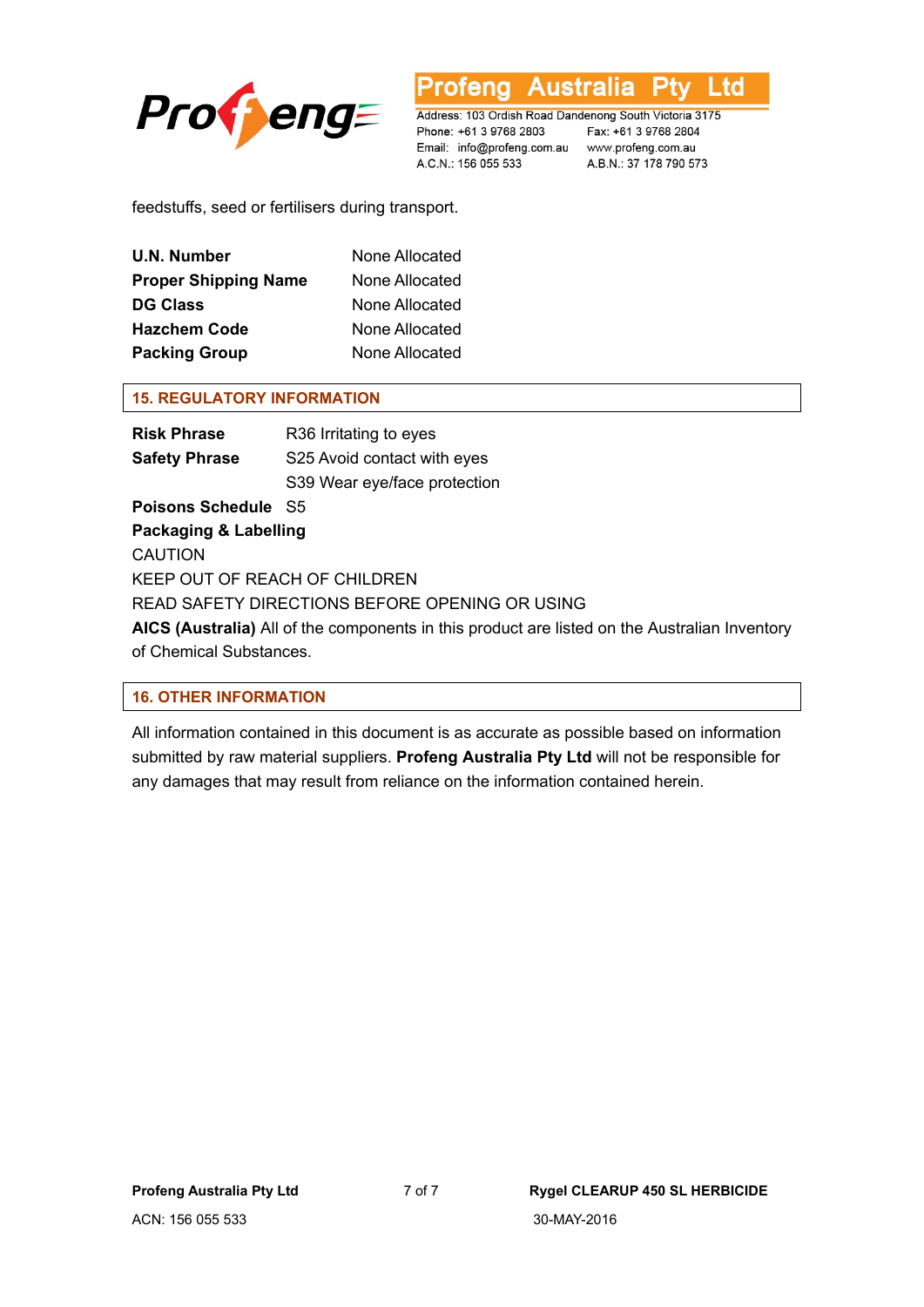feedstuffs, seed or fertilisers during transport.

| | |
|---|---|
| **U.N. Number** | None Allocated |
| **Proper Shipping Name** | None Allocated |
| **DG Class** | None Allocated |
| **Hazchem Code** | None Allocated |
| **Packing Group** | None Allocated |

## 15. REGULATORY INFORMATION

| | |
|---|---|
| **Risk Phrase** | R36 Irritating to eyes |
| **Safety Phrase** | S25 Avoid contact with eyes |
| | S39 Wear eye/face protection |

**Poisons Schedule** S5

**Packaging & Labelling**

CAUTION

KEEP OUT OF REACH OF CHILDREN

READ SAFETY DIRECTIONS BEFORE OPENING OR USING

**AICS (Australia)** All of the components in this product are listed on the Australian Inventory of Chemical Substances.

## 16. OTHER INFORMATION

All information contained in this document is as accurate as possible based on information submitted by raw material suppliers. **Profeng Australia Pty Ltd** will not be responsible for any damages that may result from reliance on the information contained herein.